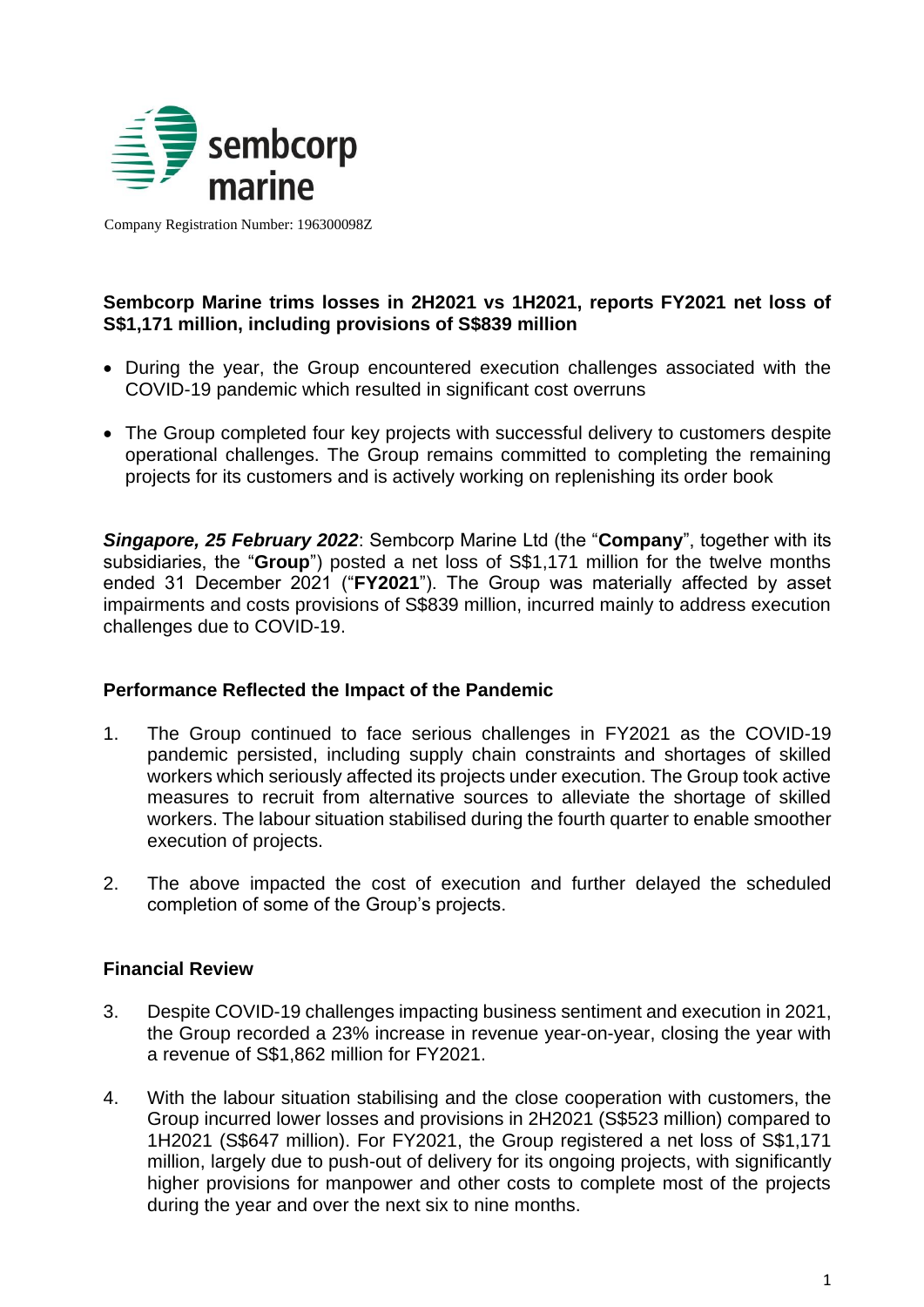sembcorp marine

Company Registration Number: 196300098Z

**Sembcorp Marine trims losses in 2H2021 vs 1H2021, reports FY2021 net loss of S$1,171 million, including provisions of S$839 million**

- During the year, the Group encountered execution challenges associated with the COVID-19 pandemic which resulted in significant cost overruns
- The Group completed four key projects with successful delivery to customers despite operational challenges. The Group remains committed to completing the remaining projects for its customers and is actively working on replenishing its order book

***Singapore, 25 February 2022***: Sembcorp Marine Ltd (the "**Company**", together with its subsidiaries, the "**Group**") posted a net loss of S$1,171 million for the twelve months ended 31 December 2021 ("**FY2021**"). The Group was materially affected by asset impairments and costs provisions of S$839 million, incurred mainly to address execution challenges due to COVID-19.

**Performance Reflected the Impact of the Pandemic**

1. The Group continued to face serious challenges in FY2021 as the COVID-19 pandemic persisted, including supply chain constraints and shortages of skilled workers which seriously affected its projects under execution. The Group took active measures to recruit from alternative sources to alleviate the shortage of skilled workers. The labour situation stabilised during the fourth quarter to enable smoother execution of projects.

2. The above impacted the cost of execution and further delayed the scheduled completion of some of the Group's projects.

**Financial Review**

3. Despite COVID-19 challenges impacting business sentiment and execution in 2021, the Group recorded a 23% increase in revenue year-on-year, closing the year with a revenue of S$1,862 million for FY2021.

4. With the labour situation stabilising and the close cooperation with customers, the Group incurred lower losses and provisions in 2H2021 (S$523 million) compared to 1H2021 (S$647 million). For FY2021, the Group registered a net loss of S$1,171 million, largely due to push-out of delivery for its ongoing projects, with significantly higher provisions for manpower and other costs to complete most of the projects during the year and over the next six to nine months.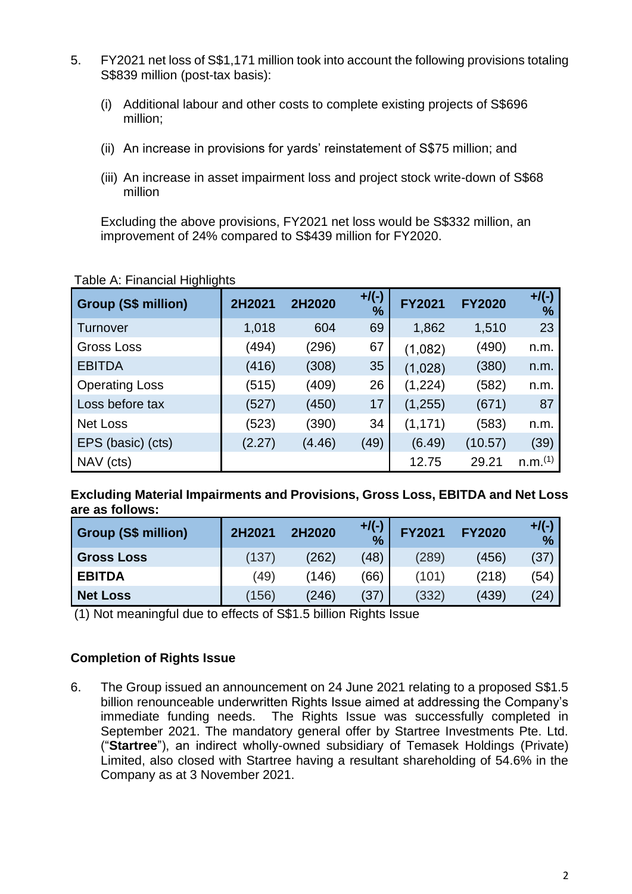5. FY2021 net loss of S$1,171 million took into account the following provisions totaling S$839 million (post-tax basis):

   (i) Additional labour and other costs to complete existing projects of S$696 million;

   (ii) An increase in provisions for yards' reinstatement of S$75 million; and

   (iii) An increase in asset impairment loss and project stock write-down of S$68 million

   Excluding the above provisions, FY2021 net loss would be S$332 million, an improvement of 24% compared to S$439 million for FY2020.

Table A: Financial Highlights

| Group (S$ million) | 2H2021 | 2H2020 | +/(-) % | FY2021 | FY2020 | +/(-) % |
|---|---|---|---|---|---|---|
| Turnover | 1,018 | 604 | 69 | 1,862 | 1,510 | 23 |
| Gross Loss | (494) | (296) | 67 | (1,082) | (490) | n.m. |
| EBITDA | (416) | (308) | 35 | (1,028) | (380) | n.m. |
| Operating Loss | (515) | (409) | 26 | (1,224) | (582) | n.m. |
| Loss before tax | (527) | (450) | 17 | (1,255) | (671) | 87 |
| Net Loss | (523) | (390) | 34 | (1,171) | (583) | n.m. |
| EPS (basic) (cts) | (2.27) | (4.46) | (49) | (6.49) | (10.57) | (39) |
| NAV (cts) | | | | 12.75 | 29.21 | n.m.[1] |

**Excluding Material Impairments and Provisions, Gross Loss, EBITDA and Net Loss are as follows:**

| Group (S$ million) | 2H2021 | 2H2020 | +/(-) % | FY2021 | FY2020 | +/(-) % |
|---|---|---|---|---|---|---|
| **Gross Loss** | (137) | (262) | (48) | (289) | (456) | (37) |
| **EBITDA** | (49) | (146) | (66) | (101) | (218) | (54) |
| **Net Loss** | (156) | (246) | (37) | (332) | (439) | (24) |

(1) Not meaningful due to effects of S$1.5 billion Rights Issue

**Completion of Rights Issue**

6. The Group issued an announcement on 24 June 2021 relating to a proposed S$1.5 billion renounceable underwritten Rights Issue aimed at addressing the Company's immediate funding needs. The Rights Issue was successfully completed in September 2021. The mandatory general offer by Startree Investments Pte. Ltd. ("**Startree**"), an indirect wholly-owned subsidiary of Temasek Holdings (Private) Limited, also closed with Startree having a resultant shareholding of 54.6% in the Company as at 3 November 2021.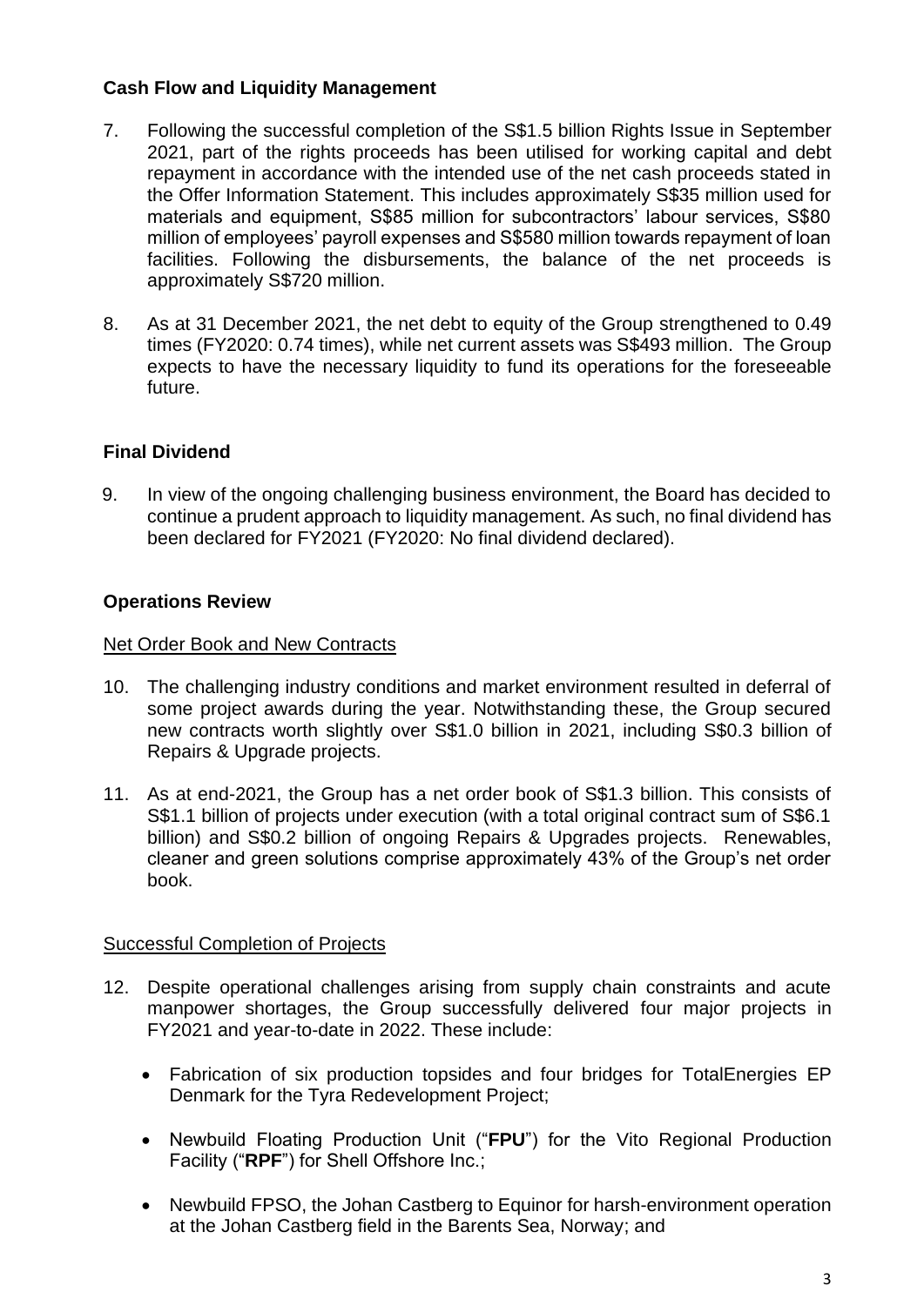**Cash Flow and Liquidity Management**

7. Following the successful completion of the S$1.5 billion Rights Issue in September 2021, part of the rights proceeds has been utilised for working capital and debt repayment in accordance with the intended use of the net cash proceeds stated in the Offer Information Statement. This includes approximately S$35 million used for materials and equipment, S$85 million for subcontractors' labour services, S$80 million of employees' payroll expenses and S$580 million towards repayment of loan facilities. Following the disbursements, the balance of the net proceeds is approximately S$720 million.

8. As at 31 December 2021, the net debt to equity of the Group strengthened to 0.49 times (FY2020: 0.74 times), while net current assets was S$493 million. The Group expects to have the necessary liquidity to fund its operations for the foreseeable future.

**Final Dividend**

9. In view of the ongoing challenging business environment, the Board has decided to continue a prudent approach to liquidity management. As such, no final dividend has been declared for FY2021 (FY2020: No final dividend declared).

**Operations Review**

Net Order Book and New Contracts

10. The challenging industry conditions and market environment resulted in deferral of some project awards during the year. Notwithstanding these, the Group secured new contracts worth slightly over S$1.0 billion in 2021, including S$0.3 billion of Repairs & Upgrade projects.

11. As at end-2021, the Group has a net order book of S$1.3 billion. This consists of S$1.1 billion of projects under execution (with a total original contract sum of S$6.1 billion) and S$0.2 billion of ongoing Repairs & Upgrades projects. Renewables, cleaner and green solutions comprise approximately 43% of the Group's net order book.

Successful Completion of Projects

12. Despite operational challenges arising from supply chain constraints and acute manpower shortages, the Group successfully delivered four major projects in FY2021 and year-to-date in 2022. These include:

    - Fabrication of six production topsides and four bridges for TotalEnergies EP Denmark for the Tyra Redevelopment Project;
    - Newbuild Floating Production Unit ("**FPU**") for the Vito Regional Production Facility ("**RPF**") for Shell Offshore Inc.;
    - Newbuild FPSO, the Johan Castberg to Equinor for harsh-environment operation at the Johan Castberg field in the Barents Sea, Norway; and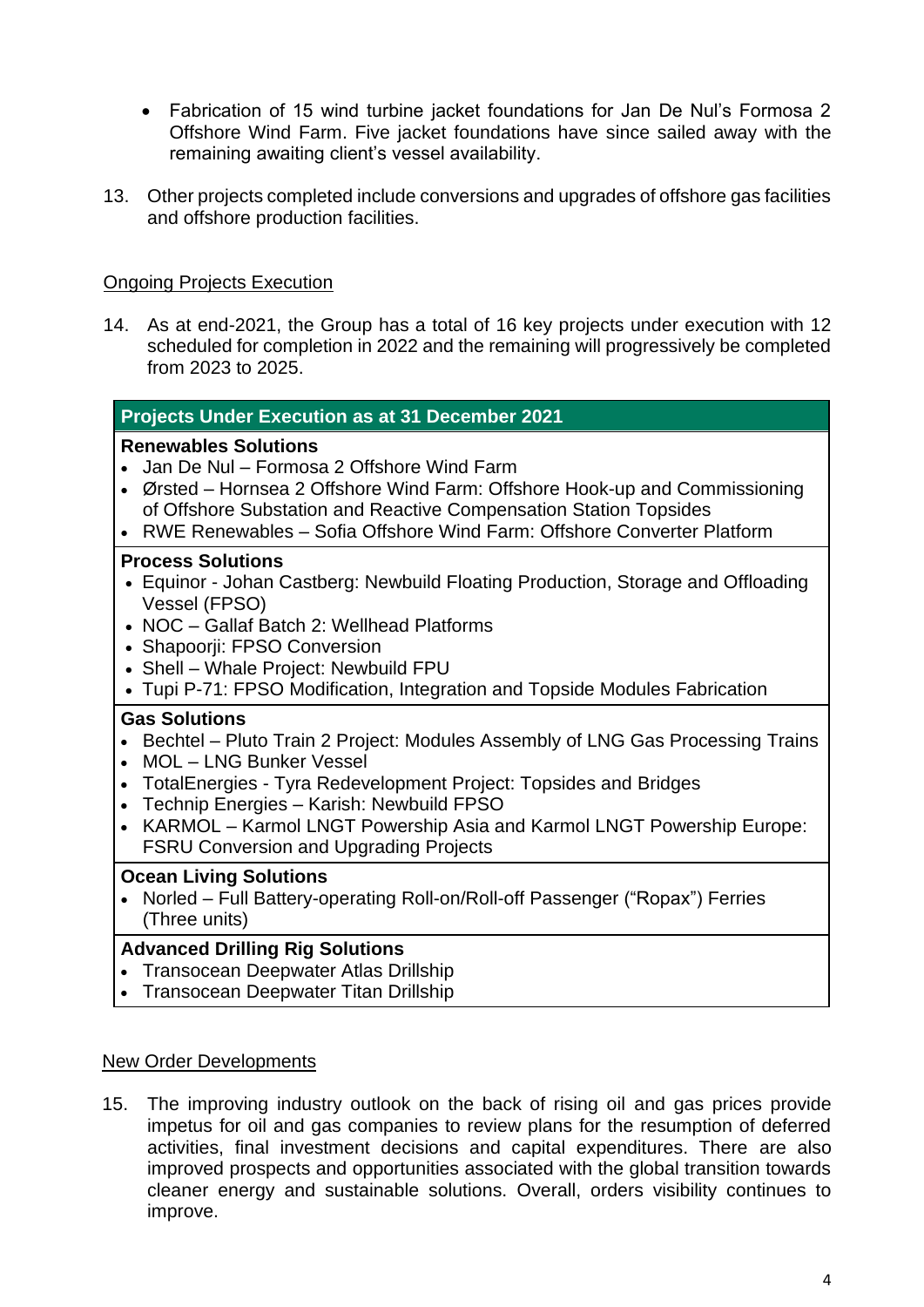- Fabrication of 15 wind turbine jacket foundations for Jan De Nul's Formosa 2 Offshore Wind Farm. Five jacket foundations have since sailed away with the remaining awaiting client's vessel availability.

13. Other projects completed include conversions and upgrades of offshore gas facilities and offshore production facilities.

<u>Ongoing Projects Execution</u>

14. As at end-2021, the Group has a total of 16 key projects under execution with 12 scheduled for completion in 2022 and the remaining will progressively be completed from 2023 to 2025.

| **Projects Under Execution as at 31 December 2021** |
|---|
| **Renewables Solutions**<br>• Jan De Nul – Formosa 2 Offshore Wind Farm<br>• Ørsted – Hornsea 2 Offshore Wind Farm: Offshore Hook-up and Commissioning of Offshore Substation and Reactive Compensation Station Topsides<br>• RWE Renewables – Sofia Offshore Wind Farm: Offshore Converter Platform |
| **Process Solutions**<br>• Equinor - Johan Castberg: Newbuild Floating Production, Storage and Offloading Vessel (FPSO)<br>• NOC – Gallaf Batch 2: Wellhead Platforms<br>• Shapoorji: FPSO Conversion<br>• Shell – Whale Project: Newbuild FPU<br>• Tupi P-71: FPSO Modification, Integration and Topside Modules Fabrication |
| **Gas Solutions**<br>• Bechtel – Pluto Train 2 Project: Modules Assembly of LNG Gas Processing Trains<br>• MOL – LNG Bunker Vessel<br>• TotalEnergies - Tyra Redevelopment Project: Topsides and Bridges<br>• Technip Energies – Karish: Newbuild FPSO<br>• KARMOL – Karmol LNGT Powership Asia and Karmol LNGT Powership Europe: FSRU Conversion and Upgrading Projects |
| **Ocean Living Solutions**<br>• Norled – Full Battery-operating Roll-on/Roll-off Passenger ("Ropax") Ferries (Three units) |
| **Advanced Drilling Rig Solutions**<br>• Transocean Deepwater Atlas Drillship<br>• Transocean Deepwater Titan Drillship |

<u>New Order Developments</u>

15. The improving industry outlook on the back of rising oil and gas prices provide impetus for oil and gas companies to review plans for the resumption of deferred activities, final investment decisions and capital expenditures. There are also improved prospects and opportunities associated with the global transition towards cleaner energy and sustainable solutions. Overall, orders visibility continues to improve.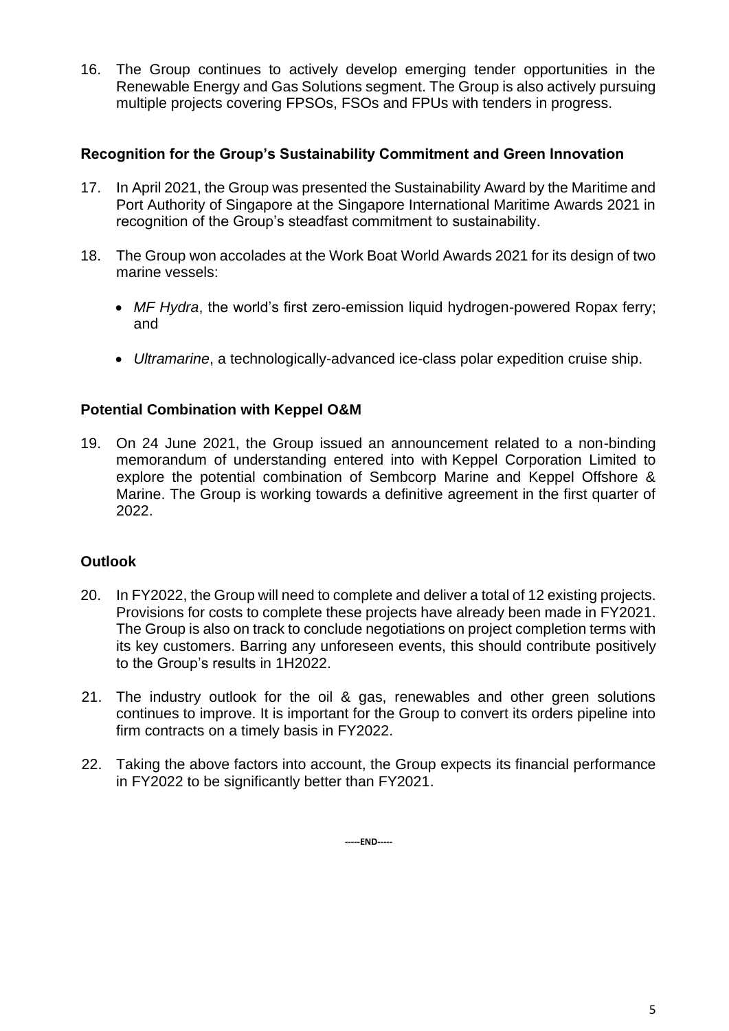16. The Group continues to actively develop emerging tender opportunities in the Renewable Energy and Gas Solutions segment. The Group is also actively pursuing multiple projects covering FPSOs, FSOs and FPUs with tenders in progress.

**Recognition for the Group's Sustainability Commitment and Green Innovation**

17. In April 2021, the Group was presented the Sustainability Award by the Maritime and Port Authority of Singapore at the Singapore International Maritime Awards 2021 in recognition of the Group's steadfast commitment to sustainability.

18. The Group won accolades at the Work Boat World Awards 2021 for its design of two marine vessels:

    - *MF Hydra*, the world's first zero-emission liquid hydrogen-powered Ropax ferry; and

    - *Ultramarine*, a technologically-advanced ice-class polar expedition cruise ship.

**Potential Combination with Keppel O&M**

19. On 24 June 2021, the Group issued an announcement related to a non-binding memorandum of understanding entered into with Keppel Corporation Limited to explore the potential combination of Sembcorp Marine and Keppel Offshore & Marine. The Group is working towards a definitive agreement in the first quarter of 2022.

**Outlook**

20. In FY2022, the Group will need to complete and deliver a total of 12 existing projects. Provisions for costs to complete these projects have already been made in FY2021. The Group is also on track to conclude negotiations on project completion terms with its key customers. Barring any unforeseen events, this should contribute positively to the Group's results in 1H2022.

21. The industry outlook for the oil & gas, renewables and other green solutions continues to improve. It is important for the Group to convert its orders pipeline into firm contracts on a timely basis in FY2022.

22. Taking the above factors into account, the Group expects its financial performance in FY2022 to be significantly better than FY2021.

-----END-----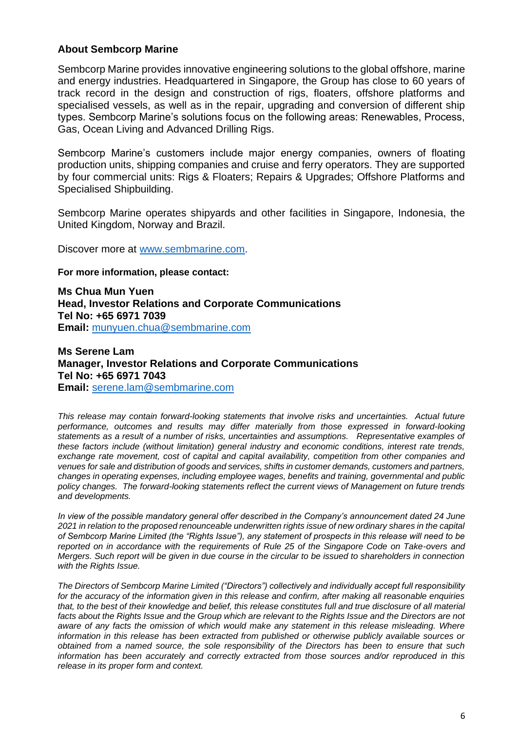## About Sembcorp Marine

Sembcorp Marine provides innovative engineering solutions to the global offshore, marine and energy industries. Headquartered in Singapore, the Group has close to 60 years of track record in the design and construction of rigs, floaters, offshore platforms and specialised vessels, as well as in the repair, upgrading and conversion of different ship types. Sembcorp Marine's solutions focus on the following areas: Renewables, Process, Gas, Ocean Living and Advanced Drilling Rigs.

Sembcorp Marine's customers include major energy companies, owners of floating production units, shipping companies and cruise and ferry operators. They are supported by four commercial units: Rigs & Floaters; Repairs & Upgrades; Offshore Platforms and Specialised Shipbuilding.

Sembcorp Marine operates shipyards and other facilities in Singapore, Indonesia, the United Kingdom, Norway and Brazil.

Discover more at www.sembmarine.com.

**For more information, please contact:**

**Ms Chua Mun Yuen**
**Head, Investor Relations and Corporate Communications**
**Tel No: +65 6971 7039**
**Email:** munyuen.chua@sembmarine.com

**Ms Serene Lam**
**Manager, Investor Relations and Corporate Communications**
**Tel No: +65 6971 7043**
**Email:** serene.lam@sembmarine.com

*This release may contain forward-looking statements that involve risks and uncertainties. Actual future performance, outcomes and results may differ materially from those expressed in forward-looking statements as a result of a number of risks, uncertainties and assumptions. Representative examples of these factors include (without limitation) general industry and economic conditions, interest rate trends, exchange rate movement, cost of capital and capital availability, competition from other companies and venues for sale and distribution of goods and services, shifts in customer demands, customers and partners, changes in operating expenses, including employee wages, benefits and training, governmental and public policy changes. The forward-looking statements reflect the current views of Management on future trends and developments.*

*In view of the possible mandatory general offer described in the Company's announcement dated 24 June 2021 in relation to the proposed renounceable underwritten rights issue of new ordinary shares in the capital of Sembcorp Marine Limited (the "Rights Issue"), any statement of prospects in this release will need to be reported on in accordance with the requirements of Rule 25 of the Singapore Code on Take-overs and Mergers. Such report will be given in due course in the circular to be issued to shareholders in connection with the Rights Issue.*

*The Directors of Sembcorp Marine Limited ("Directors") collectively and individually accept full responsibility for the accuracy of the information given in this release and confirm, after making all reasonable enquiries that, to the best of their knowledge and belief, this release constitutes full and true disclosure of all material facts about the Rights Issue and the Group which are relevant to the Rights Issue and the Directors are not aware of any facts the omission of which would make any statement in this release misleading. Where information in this release has been extracted from published or otherwise publicly available sources or obtained from a named source, the sole responsibility of the Directors has been to ensure that such information has been accurately and correctly extracted from those sources and/or reproduced in this release in its proper form and context.*